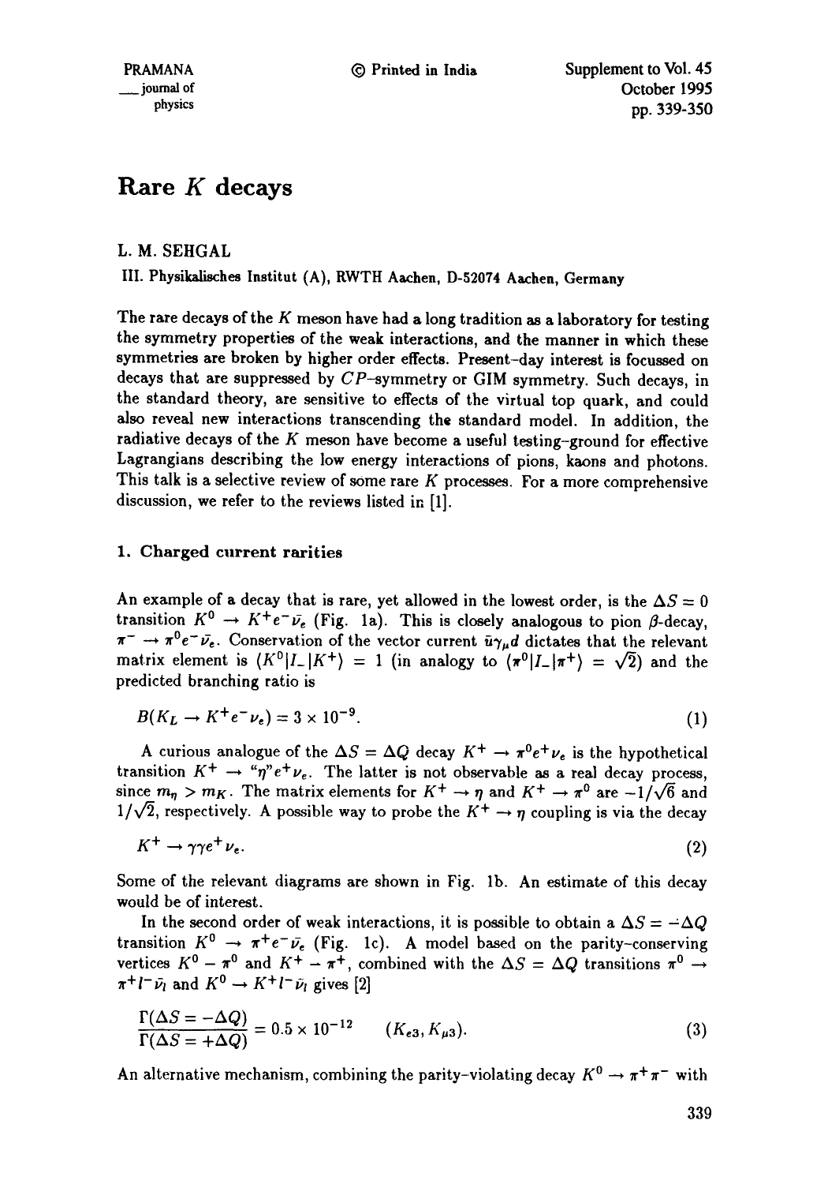# Rare $K$ decays

L. M. SEHGAL

III. Physikalisches Institut (A), RWTH Aachen, D-52074 Aachen, Germany

The rare decays of the $K$ meson have had a long tradition as a laboratory for testing the symmetry properties of the weak interactions, and the manner in which these symmetries are broken by higher order effects. Present-day interest is focussed on decays that are suppressed by $CP$-symmetry or GIM symmetry. Such decays, in the standard theory, are sensitive to effects of the virtual top quark, and could also reveal new interactions transcending the standard model. In addition, the radiative decays of the $K$ meson have become a useful testing-ground for effective Lagrangians describing the low energy interactions of pions, kaons and photons. This talk is a selective review of some rare $K$ processes. For a more comprehensive discussion, we refer to the reviews listed in [1].

## 1. Charged current rarities

An example of a decay that is rare, yet allowed in the lowest order, is the $\Delta S = 0$ transition $K^0 \rightarrow K^+ e^- \bar{\nu}_e$ (Fig. 1a). This is closely analogous to pion $\beta$-decay, $\pi^- \rightarrow \pi^0 e^- \bar{\nu}_e$. Conservation of the vector current $\bar{u}\gamma_\mu d$ dictates that the relevant matrix element is $\langle K^0 | I_- | K^+ \rangle = 1$ (in analogy to $\langle \pi^0 | I_- | \pi^+ \rangle = \sqrt{2}$) and the predicted branching ratio is

$$B(K_L \rightarrow K^+ e^- \nu_e) = 3 \times 10^{-9}. \tag{1}$$

A curious analogue of the $\Delta S = \Delta Q$ decay $K^+ \rightarrow \pi^0 e^+ \nu_e$ is the hypothetical transition $K^+ \rightarrow$ "$\eta$"$e^+ \nu_e$. The latter is not observable as a real decay process, since $m_\eta > m_K$. The matrix elements for $K^+ \rightarrow \eta$ and $K^+ \rightarrow \pi^0$ are $-1/\sqrt{6}$ and $1/\sqrt{2}$, respectively. A possible way to probe the $K^+ \rightarrow \eta$ coupling is via the decay

$$K^+ \rightarrow \gamma\gamma e^+ \nu_e. \tag{2}$$

Some of the relevant diagrams are shown in Fig. 1b. An estimate of this decay would be of interest.

In the second order of weak interactions, it is possible to obtain a $\Delta S = -\Delta Q$ transition $K^0 \rightarrow \pi^+ e^- \bar{\nu}_e$ (Fig. 1c). A model based on the parity-conserving vertices $K^0 - \pi^0$ and $K^+ - \pi^+$, combined with the $\Delta S = \Delta Q$ transitions $\pi^0 \rightarrow \pi^+ l^- \bar{\nu}_l$ and $K^0 \rightarrow K^+ l^- \bar{\nu}_l$ gives [2]

$$\frac{\Gamma(\Delta S = -\Delta Q)}{\Gamma(\Delta S = +\Delta Q)} = 0.5 \times 10^{-12} \qquad (K_{e3}, K_{\mu 3}). \tag{3}$$

An alternative mechanism, combining the parity-violating decay $K^0 \rightarrow \pi^+\pi^-$ with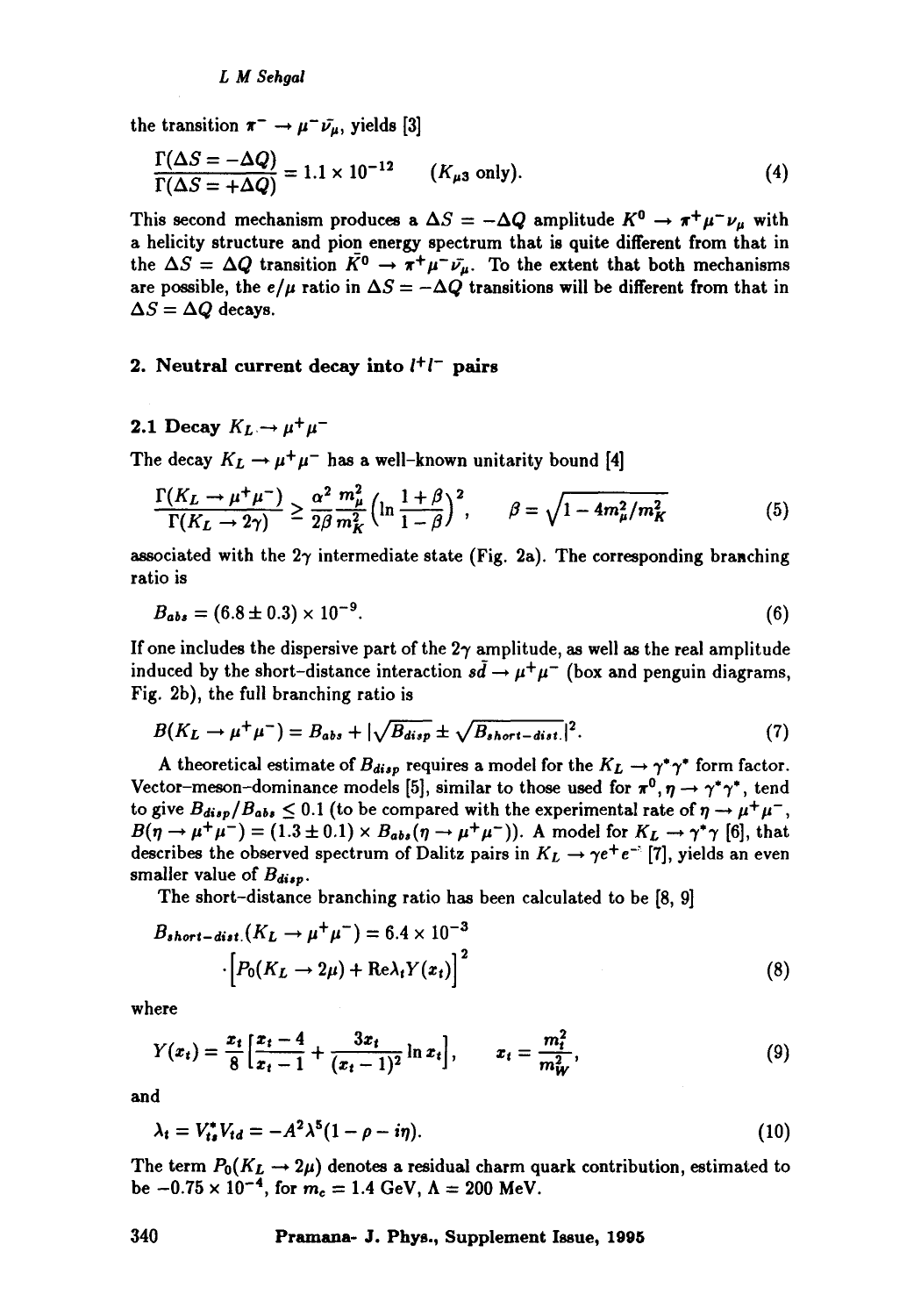the transition $\pi^- \to \mu^- \bar{\nu}_\mu$, yields [3]

$$\frac{\Gamma(\Delta S = -\Delta Q)}{\Gamma(\Delta S = +\Delta Q)} = 1.1 \times 10^{-12} \qquad (K_{\mu 3} \text{ only}). \tag{4}$$

This second mechanism produces a $\Delta S = -\Delta Q$ amplitude $K^0 \to \pi^+ \mu^- \nu_\mu$ with a helicity structure and pion energy spectrum that is quite different from that in the $\Delta S = \Delta Q$ transition $\bar{K}^0 \to \pi^+ \mu^- \bar{\nu}_\mu$. To the extent that both mechanisms are possible, the $e/\mu$ ratio in $\Delta S = -\Delta Q$ transitions will be different from that in $\Delta S = \Delta Q$ decays.

## 2. Neutral current decay into $l^+ l^-$ pairs

### 2.1 Decay $K_L \to \mu^+ \mu^-$

The decay $K_L \to \mu^+ \mu^-$ has a well-known unitarity bound [4]

$$\frac{\Gamma(K_L \to \mu^+ \mu^-)}{\Gamma(K_L \to 2\gamma)} \geq \frac{\alpha^2}{2\beta} \frac{m_\mu^2}{m_K^2} \left( \ln \frac{1+\beta}{1-\beta} \right)^2, \qquad \beta = \sqrt{1 - 4m_\mu^2/m_K^2} \tag{5}$$

associated with the $2\gamma$ intermediate state (Fig. 2a). The corresponding branching ratio is

$$B_{abs} = (6.8 \pm 0.3) \times 10^{-9}. \tag{6}$$

If one includes the dispersive part of the $2\gamma$ amplitude, as well as the real amplitude induced by the short-distance interaction $s\bar{d} \to \mu^+ \mu^-$ (box and penguin diagrams, Fig. 2b), the full branching ratio is

$$B(K_L \to \mu^+ \mu^-) = B_{abs} + |\sqrt{B_{disp}} \pm \sqrt{B_{short-dist.}}|^2. \tag{7}$$

A theoretical estimate of $B_{disp}$ requires a model for the $K_L \to \gamma^* \gamma^*$ form factor. Vector-meson-dominance models [5], similar to those used for $\pi^0, \eta \to \gamma^* \gamma^*$, tend to give $B_{disp}/B_{abs} \leq 0.1$ (to be compared with the experimental rate of $\eta \to \mu^+ \mu^-$, $B(\eta \to \mu^+ \mu^-) = (1.3 \pm 0.1) \times B_{abs}(\eta \to \mu^+ \mu^-)$). A model for $K_L \to \gamma^* \gamma$ [6], that describes the observed spectrum of Dalitz pairs in $K_L \to \gamma e^+ e^-$ [7], yields an even smaller value of $B_{disp}$.

The short-distance branching ratio has been calculated to be [8, 9]

$$B_{short-dist.}(K_L \to \mu^+ \mu^-) = 6.4 \times 10^{-3} \cdot \left[ P_0(K_L \to 2\mu) + \text{Re}\lambda_t Y(x_t) \right]^2 \tag{8}$$

where

$$Y(x_t) = \frac{x_t}{8} \left[ \frac{x_t - 4}{x_t - 1} + \frac{3x_t}{(x_t - 1)^2} \ln x_t \right], \qquad x_t = \frac{m_t^2}{m_W^2}, \tag{9}$$

and

$$\lambda_t = V_{ts}^* V_{td} = -A^2 \lambda^5 (1 - \rho - i\eta). \tag{10}$$

The term $P_0(K_L \to 2\mu)$ denotes a residual charm quark contribution, estimated to be $-0.75 \times 10^{-4}$, for $m_c = 1.4$ GeV, $\Lambda = 200$ MeV.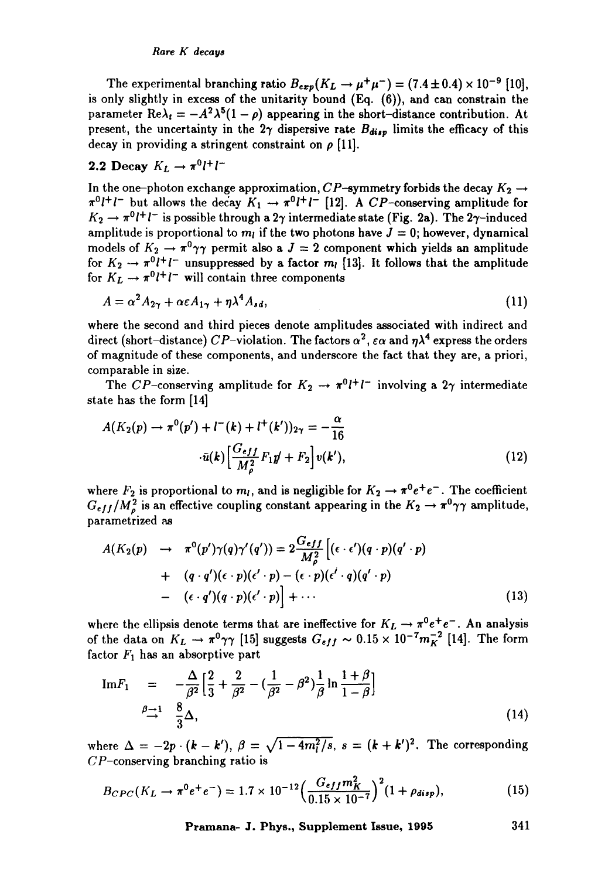The experimental branching ratio $B_{exp}(K_L \to \mu^+\mu^-) = (7.4 \pm 0.4) \times 10^{-9}$ [10], is only slightly in excess of the unitarity bound (Eq. (6)), and can constrain the parameter $\mathrm{Re}\lambda_t = -A^2\lambda^5(1-\rho)$ appearing in the short-distance contribution. At present, the uncertainty in the $2\gamma$ dispersive rate $B_{disp}$ limits the efficacy of this decay in providing a stringent constraint on $\rho$ [11].

## 2.2 Decay $K_L \to \pi^0 l^+ l^-$

In the one-photon exchange approximation, $CP$-symmetry forbids the decay $K_2 \to \pi^0 l^+ l^-$ but allows the decay $K_1 \to \pi^0 l^+ l^-$ [12]. A $CP$-conserving amplitude for $K_2 \to \pi^0 l^+ l^-$ is possible through a $2\gamma$ intermediate state (Fig. 2a). The $2\gamma$-induced amplitude is proportional to $m_l$ if the two photons have $J = 0$; however, dynamical models of $K_2 \to \pi^0\gamma\gamma$ permit also a $J = 2$ component which yields an amplitude for $K_2 \to \pi^0 l^+ l^-$ unsuppressed by a factor $m_l$ [13]. It follows that the amplitude for $K_L \to \pi^0 l^+ l^-$ will contain three components

$$A = \alpha^2 A_{2\gamma} + \alpha\epsilon A_{1\gamma} + \eta\lambda^4 A_{sd}, \tag{11}$$

where the second and third pieces denote amplitudes associated with indirect and direct (short-distance) $CP$-violation. The factors $\alpha^2$, $\epsilon\alpha$ and $\eta\lambda^4$ express the orders of magnitude of these components, and underscore the fact that they are, a priori, comparable in size.

The $CP$-conserving amplitude for $K_2 \to \pi^0 l^+ l^-$ involving a $2\gamma$ intermediate state has the form [14]

$$A(K_2(p) \to \pi^0(p') + l^-(k) + l^+(k'))_{2\gamma} = -\frac{\alpha}{16} \cdot \bar{u}(k)\Big[\frac{G_{eff}}{M_\rho^2} F_1 \not{p} + F_2\Big] v(k'), \tag{12}$$

where $F_2$ is proportional to $m_l$, and is negligible for $K_2 \to \pi^0 e^+ e^-$. The coefficient $G_{eff}/M_\rho^2$ is an effective coupling constant appearing in the $K_2 \to \pi^0\gamma\gamma$ amplitude, parametrized as

$$\begin{aligned}
A(K_2(p) \;\to\; & \pi^0(p')\gamma(q)\gamma'(q')) = 2\frac{G_{eff}}{M_\rho^2}\Big[(\epsilon\cdot\epsilon')(q\cdot p)(q'\cdot p) \\
+\; & (q\cdot q')(\epsilon\cdot p)(\epsilon'\cdot p) - (\epsilon\cdot p)(\epsilon'\cdot q)(q'\cdot p) \\
-\; & (\epsilon\cdot q')(q\cdot p)(\epsilon'\cdot p)\Big] + \cdots
\end{aligned} \tag{13}$$

where the ellipsis denote terms that are ineffective for $K_L \to \pi^0 e^+ e^-$. An analysis of the data on $K_L \to \pi^0\gamma\gamma$ [15] suggests $G_{eff} \sim 0.15 \times 10^{-7} m_K^{-2}$ [14]. The form factor $F_1$ has an absorptive part

$$\begin{aligned}
\mathrm{Im}F_1 \;&=\; -\frac{\Delta}{\beta^2}\Big[\frac{2}{3} + \frac{2}{\beta^2} - \Big(\frac{1}{\beta^2} - \beta^2\Big)\frac{1}{\beta}\ln\frac{1+\beta}{1-\beta}\Big] \\
&\overset{\beta\to 1}{\to}\; \frac{8}{3}\Delta,
\end{aligned} \tag{14}$$

where $\Delta = -2p\cdot(k - k')$, $\beta = \sqrt{1 - 4m_l^2/s}$, $s = (k + k')^2$. The corresponding $CP$-conserving branching ratio is

$$B_{CPC}(K_L \to \pi^0 e^+ e^-) = 1.7 \times 10^{-12}\Big(\frac{G_{eff} m_K^2}{0.15 \times 10^{-7}}\Big)^2 (1 + \rho_{disp}), \tag{15}$$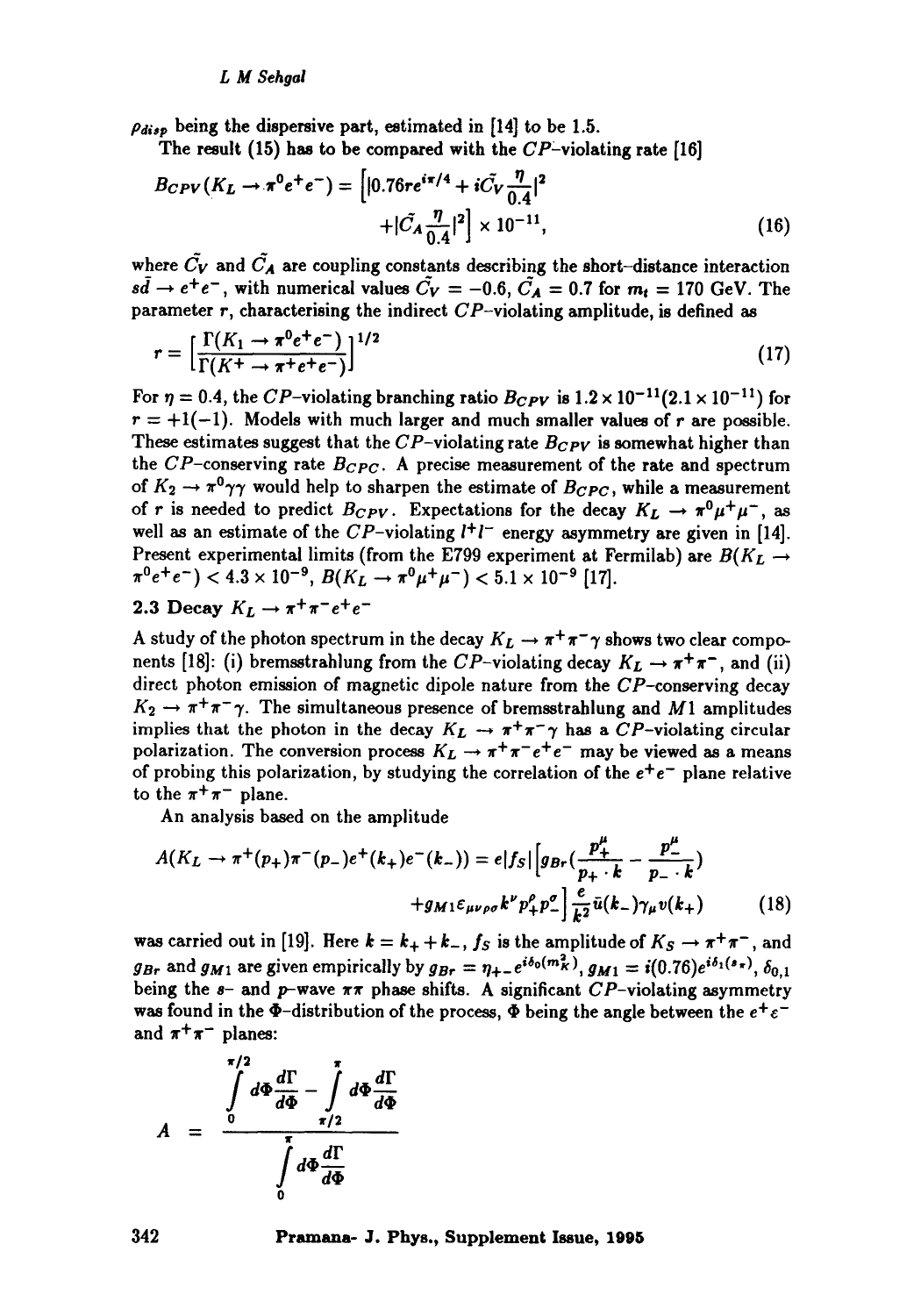$\rho_{disp}$ being the dispersive part, estimated in [14] to be 1.5.

The result (15) has to be compared with the $CP$-violating rate [16]

$$B_{CPV}(K_L \to \pi^0 e^+ e^-) = \left[ |0.76 r e^{i\pi/4} + i\tilde{C}_V \frac{\eta}{0.4}|^2 + |\tilde{C}_A \frac{\eta}{0.4}|^2 \right] \times 10^{-11}, \tag{16}$$

where $\tilde{C}_V$ and $\tilde{C}_A$ are coupling constants describing the short–distance interaction $s\bar{d} \to e^+e^-$, with numerical values $\tilde{C}_V = -0.6$, $\tilde{C}_A = 0.7$ for $m_t = 170$ GeV. The parameter $r$, characterising the indirect $CP$-violating amplitude, is defined as

$$r = \left[ \frac{\Gamma(K_1 \to \pi^0 e^+ e^-)}{\Gamma(K^+ \to \pi^+ e^+ e^-)} \right]^{1/2} \tag{17}$$

For $\eta = 0.4$, the $CP$-violating branching ratio $B_{CPV}$ is $1.2 \times 10^{-11} (2.1 \times 10^{-11})$ for $r = +1(-1)$. Models with much larger and much smaller values of $r$ are possible. These estimates suggest that the $CP$-violating rate $B_{CPV}$ is somewhat higher than the $CP$-conserving rate $B_{CPC}$. A precise measurement of the rate and spectrum of $K_2 \to \pi^0\gamma\gamma$ would help to sharpen the estimate of $B_{CPC}$, while a measurement of $r$ is needed to predict $B_{CPV}$. Expectations for the decay $K_L \to \pi^0\mu^+\mu^-$, as well as an estimate of the $CP$-violating $l^+l^-$ energy asymmetry are given in [14]. Present experimental limits (from the E799 experiment at Fermilab) are $B(K_L \to \pi^0 e^+ e^-) < 4.3 \times 10^{-9}$, $B(K_L \to \pi^0\mu^+\mu^-) < 5.1 \times 10^{-9}$ [17].

### 2.3 Decay $K_L \to \pi^+\pi^-e^+e^-$

A study of the photon spectrum in the decay $K_L \to \pi^+\pi^-\gamma$ shows two clear components [18]: (i) bremsstrahlung from the $CP$-violating decay $K_L \to \pi^+\pi^-$, and (ii) direct photon emission of magnetic dipole nature from the $CP$-conserving decay $K_2 \to \pi^+\pi^-\gamma$. The simultaneous presence of bremsstrahlung and $M1$ amplitudes implies that the photon in the decay $K_L \to \pi^+\pi^-\gamma$ has a $CP$-violating circular polarization. The conversion process $K_L \to \pi^+\pi^-e^+e^-$ may be viewed as a means of probing this polarization, by studying the correlation of the $e^+e^-$ plane relative to the $\pi^+\pi^-$ plane.

An analysis based on the amplitude

$$A(K_L \to \pi^+(p_+)\pi^-(p_-)e^+(k_+)e^-(k_-)) = e|f_S| \left[ g_{Br} \left( \frac{p_+^\mu}{p_+ \cdot k} - \frac{p_-^\mu}{p_- \cdot k} \right) + g_{M1} \varepsilon_{\mu\nu\rho\sigma} k^\nu p_+^\rho p_-^\sigma \right] \frac{e}{k^2} \bar{u}(k_-)\gamma_\mu v(k_+) \tag{18}$$

was carried out in [19]. Here $k = k_+ + k_-$, $f_S$ is the amplitude of $K_S \to \pi^+\pi^-$, and $g_{Br}$ and $g_{M1}$ are given empirically by $g_{Br} = \eta_{+-} e^{i\delta_0(m_K^2)}$, $g_{M1} = i(0.76)e^{i\delta_1(s_\pi)}$, $\delta_{0,1}$ being the $s$- and $p$-wave $\pi\pi$ phase shifts. A significant $CP$-violating asymmetry was found in the $\Phi$-distribution of the process, $\Phi$ being the angle between the $e^+e^-$ and $\pi^+\pi^-$ planes:

$$A = \frac{\int_0^{\pi/2} d\Phi \frac{d\Gamma}{d\Phi} - \int_{\pi/2}^{\pi} d\Phi \frac{d\Gamma}{d\Phi}}{\int_0^{\pi} d\Phi \frac{d\Gamma}{d\Phi}}$$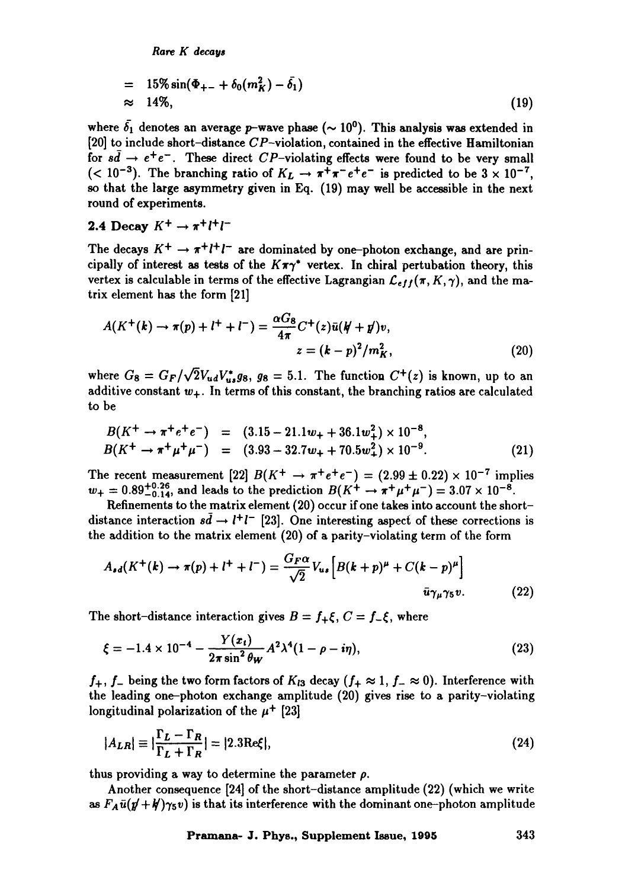$$= 15\% \sin(\Phi_{+-} + \delta_0(m_K^2) - \bar{\delta}_1)$$
$$\approx 14\%, \tag{19}$$

where $\bar{\delta}_1$ denotes an average $p$-wave phase ($\sim 10^0$). This analysis was extended in [20] to include short-distance $CP$-violation, contained in the effective Hamiltonian for $s\bar{d} \to e^+e^-$. These direct $CP$-violating effects were found to be very small ($< 10^{-3}$). The branching ratio of $K_L \to \pi^+\pi^-e^+e^-$ is predicted to be $3 \times 10^{-7}$, so that the large asymmetry given in Eq. (19) may well be accessible in the next round of experiments.

## 2.4 Decay $K^+ \to \pi^+ l^+ l^-$

The decays $K^+ \to \pi^+ l^+ l^-$ are dominated by one-photon exchange, and are principally of interest as tests of the $K\pi\gamma^*$ vertex. In chiral pertubation theory, this vertex is calculable in terms of the effective Lagrangian $\mathcal{L}_{eff}(\pi, K, \gamma)$, and the matrix element has the form [21]

$$A(K^+(k) \to \pi(p) + l^+ + l^-) = \frac{\alpha G_8}{4\pi} C^+(z) \bar{u}(\not{k} + \not{p}) v,$$
$$z = (k-p)^2/m_K^2, \tag{20}$$

where $G_8 = G_F/\sqrt{2} V_{ud} V_{us}^* g_8$, $g_8 = 5.1$. The function $C^+(z)$ is known, up to an additive constant $w_+$. In terms of this constant, the branching ratios are calculated to be

$$\begin{aligned} B(K^+ \to \pi^+ e^+ e^-) &= (3.15 - 21.1 w_+ + 36.1 w_+^2) \times 10^{-8}, \\ B(K^+ \to \pi^+ \mu^+ \mu^-) &= (3.93 - 32.7 w_+ + 70.5 w_+^2) \times 10^{-9}. \end{aligned} \tag{21}$$

The recent measurement [22] $B(K^+ \to \pi^+ e^+ e^-) = (2.99 \pm 0.22) \times 10^{-7}$ implies $w_+ = 0.89^{+0.26}_{-0.14}$, and leads to the prediction $B(K^+ \to \pi^+ \mu^+ \mu^-) = 3.07 \times 10^{-8}$.

Refinements to the matrix element (20) occur if one takes into account the short-distance interaction $s\bar{d} \to l^+ l^-$ [23]. One interesting aspect of these corrections is the addition to the matrix element (20) of a parity-violating term of the form

$$A_{sd}(K^+(k) \to \pi(p) + l^+ + l^-) = \frac{G_F \alpha}{\sqrt{2}} V_{us} \Big[ B(k+p)^\mu + C(k-p)^\mu \Big] \bar{u} \gamma_\mu \gamma_5 v. \tag{22}$$

The short-distance interaction gives $B = f_+ \xi$, $C = f_- \xi$, where

$$\xi = -1.4 \times 10^{-4} - \frac{Y(x_t)}{2\pi \sin^2 \theta_W} A^2 \lambda^4 (1 - \rho - i\eta), \tag{23}$$

$f_+$, $f_-$ being the two form factors of $K_{l3}$ decay ($f_+ \approx 1$, $f_- \approx 0$). Interference with the leading one-photon exchange amplitude (20) gives rise to a parity-violating longitudinal polarization of the $\mu^+$ [23]

$$|A_{LR}| \equiv \left| \frac{\Gamma_L - \Gamma_R}{\Gamma_L + \Gamma_R} \right| = |2.3 \mathrm{Re}\xi|, \tag{24}$$

thus providing a way to determine the parameter $\rho$.

Another consequence [24] of the short-distance amplitude (22) (which we write as $F_A \bar{u}(\not{p} + \not{k}) \gamma_5 v$) is that its interference with the dominant one-photon amplitude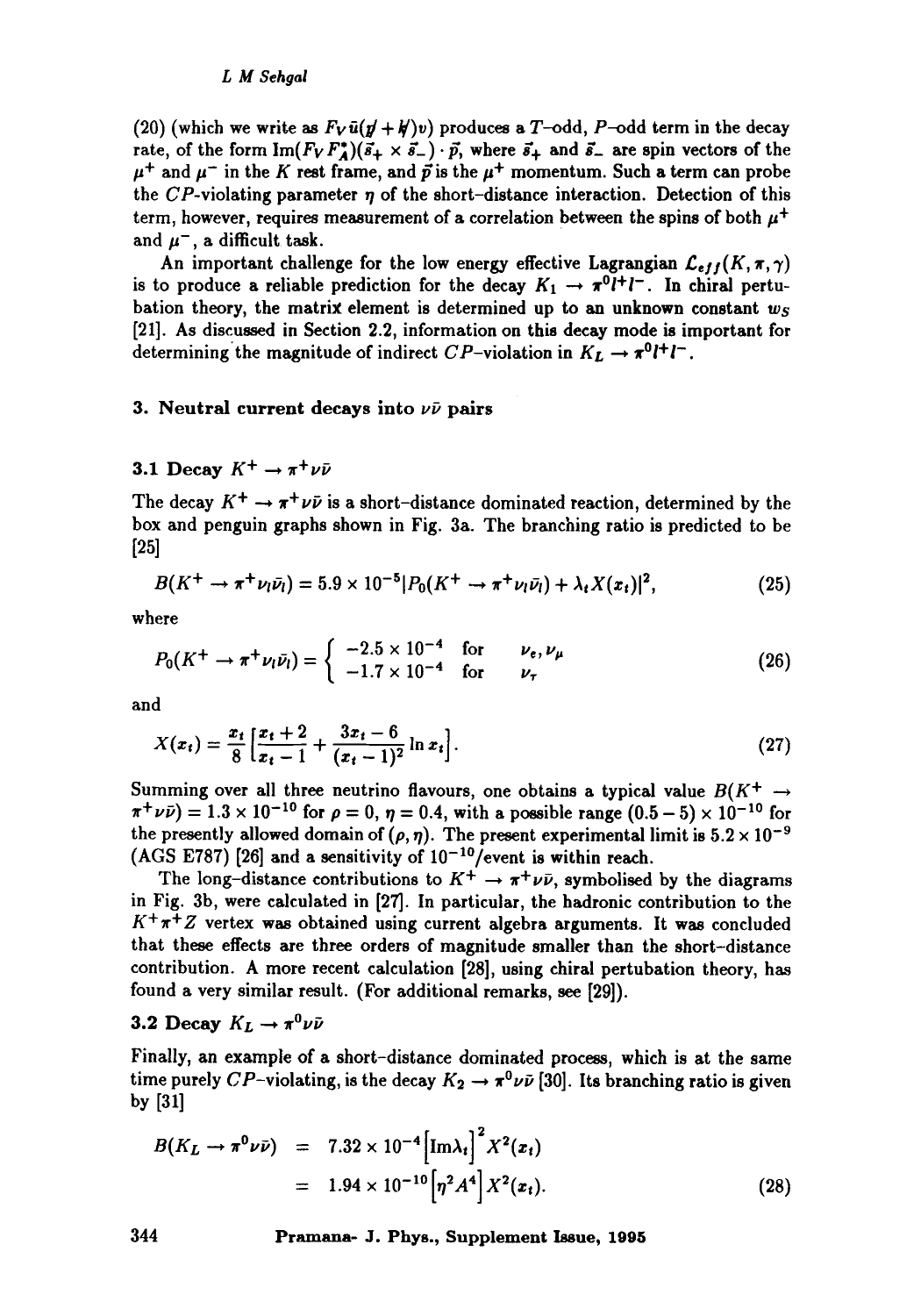(20) (which we write as $F_V \bar{u}(\not{p} + \not{k})v$) produces a $T$-odd, $P$-odd term in the decay rate, of the form $\mathrm{Im}(F_V F_A^*)(\vec{s}_+ \times \vec{s}_-) \cdot \vec{p}$, where $\vec{s}_+$ and $\vec{s}_-$ are spin vectors of the $\mu^+$ and $\mu^-$ in the $K$ rest frame, and $\vec{p}$ is the $\mu^+$ momentum. Such a term can probe the $CP$-violating parameter $\eta$ of the short-distance interaction. Detection of this term, however, requires measurement of a correlation between the spins of both $\mu^+$ and $\mu^-$, a difficult task.

An important challenge for the low energy effective Lagrangian $\mathcal{L}_{eff}(K, \pi, \gamma)$ is to produce a reliable prediction for the decay $K_1 \to \pi^0 l^+ l^-$. In chiral pertubation theory, the matrix element is determined up to an unknown constant $w_S$ [21]. As discussed in Section 2.2, information on this decay mode is important for determining the magnitude of indirect $CP$-violation in $K_L \to \pi^0 l^+ l^-$.

## 3. Neutral current decays into $\nu\bar{\nu}$ pairs

### 3.1 Decay $K^+ \to \pi^+ \nu\bar{\nu}$

The decay $K^+ \to \pi^+ \nu\bar{\nu}$ is a short-distance dominated reaction, determined by the box and penguin graphs shown in Fig. 3a. The branching ratio is predicted to be [25]

$$B(K^+ \to \pi^+ \nu_l \bar{\nu}_l) = 5.9 \times 10^{-5} |P_0(K^+ \to \pi^+ \nu_l \bar{\nu}_l) + \lambda_t X(x_t)|^2, \tag{25}$$

where

$$P_0(K^+ \to \pi^+ \nu_l \bar{\nu}_l) = \begin{cases} -2.5 \times 10^{-4} & \text{for} \quad \nu_e, \nu_\mu \\ -1.7 \times 10^{-4} & \text{for} \quad \nu_\tau \end{cases} \tag{26}$$

and

$$X(x_t) = \frac{x_t}{8} \left[ \frac{x_t + 2}{x_t - 1} + \frac{3x_t - 6}{(x_t - 1)^2} \ln x_t \right]. \tag{27}$$

Summing over all three neutrino flavours, one obtains a typical value $B(K^+ \to \pi^+ \nu\bar{\nu}) = 1.3 \times 10^{-10}$ for $\rho = 0$, $\eta = 0.4$, with a possible range $(0.5 - 5) \times 10^{-10}$ for the presently allowed domain of $(\rho, \eta)$. The present experimental limit is $5.2 \times 10^{-9}$ (AGS E787) [26] and a sensitivity of $10^{-10}$/event is within reach.

The long-distance contributions to $K^+ \to \pi^+ \nu\bar{\nu}$, symbolised by the diagrams in Fig. 3b, were calculated in [27]. In particular, the hadronic contribution to the $K^+ \pi^+ Z$ vertex was obtained using current algebra arguments. It was concluded that these effects are three orders of magnitude smaller than the short-distance contribution. A more recent calculation [28], using chiral pertubation theory, has found a very similar result. (For additional remarks, see [29]).

### 3.2 Decay $K_L \to \pi^0 \nu\bar{\nu}$

Finally, an example of a short-distance dominated process, which is at the same time purely $CP$-violating, is the decay $K_2 \to \pi^0 \nu\bar{\nu}$ [30]. Its branching ratio is given by [31]

$$\begin{aligned} B(K_L \to \pi^0 \nu\bar{\nu}) &= 7.32 \times 10^{-4} \left[ \mathrm{Im} \lambda_t \right]^2 X^2(x_t) \\ &= 1.94 \times 10^{-10} \left[ \eta^2 A^4 \right] X^2(x_t). \end{aligned} \tag{28}$$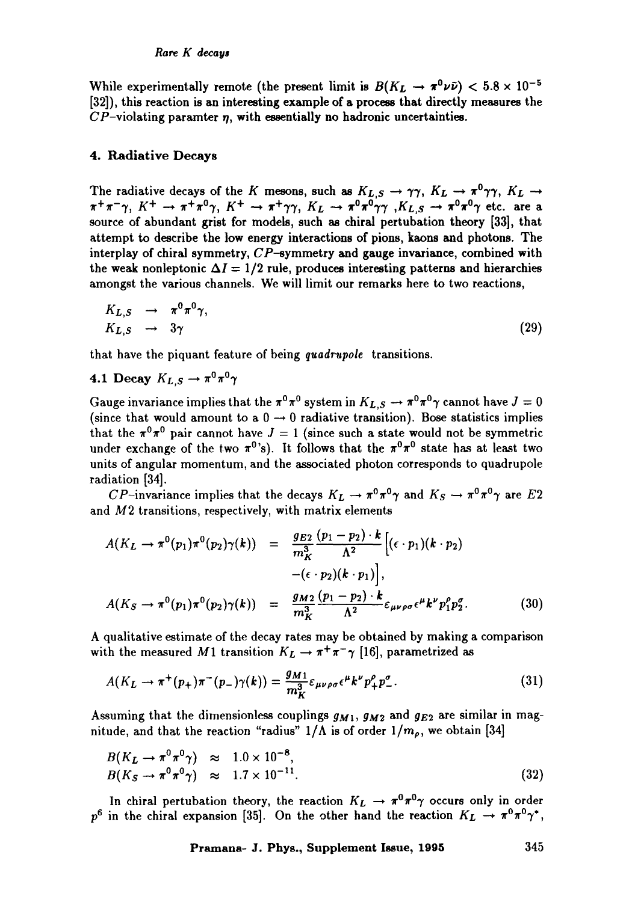While experimentally remote (the present limit is $B(K_L \to \pi^0 \nu \bar{\nu}) < 5.8 \times 10^{-5}$ [32]), this reaction is an interesting example of a process that directly measures the $CP$-violating paramter $\eta$, with essentially no hadronic uncertainties.

## 4. Radiative Decays

The radiative decays of the $K$ mesons, such as $K_{L,S} \to \gamma\gamma$, $K_L \to \pi^0\gamma\gamma$, $K_L \to \pi^+\pi^-\gamma$, $K^+ \to \pi^+\pi^0\gamma$, $K^+ \to \pi^+\gamma\gamma$, $K_L \to \pi^0\pi^0\gamma\gamma$ ,$K_{L,S} \to \pi^0\pi^0\gamma$ etc. are a source of abundant grist for models, such as chiral pertubation theory [33], that attempt to describe the low energy interactions of pions, kaons and photons. The interplay of chiral symmetry, $CP$-symmetry and gauge invariance, combined with the weak nonleptonic $\Delta I = 1/2$ rule, produces interesting patterns and hierarchies amongst the various channels. We will limit our remarks here to two reactions,

$$
\begin{aligned}
K_{L,S} &\to \pi^0\pi^0\gamma, \\
K_{L,S} &\to 3\gamma
\end{aligned}
\tag{29}
$$

that have the piquant feature of being *quadrupole* transitions.

### 4.1 Decay $K_{L,S} \to \pi^0\pi^0\gamma$

Gauge invariance implies that the $\pi^0\pi^0$ system in $K_{L,S} \to \pi^0\pi^0\gamma$ cannot have $J = 0$ (since that would amount to a $0 \to 0$ radiative transition). Bose statistics implies that the $\pi^0\pi^0$ pair cannot have $J = 1$ (since such a state would not be symmetric under exchange of the two $\pi^0$'s). It follows that the $\pi^0\pi^0$ state has at least two units of angular momentum, and the associated photon corresponds to quadrupole radiation [34].

$CP$-invariance implies that the decays $K_L \to \pi^0\pi^0\gamma$ and $K_S \to \pi^0\pi^0\gamma$ are $E2$ and $M2$ transitions, respectively, with matrix elements

$$
\begin{aligned}
A(K_L \to \pi^0(p_1)\pi^0(p_2)\gamma(k)) &= \frac{g_{E2}}{m_K^3}\frac{(p_1 - p_2)\cdot k}{\Lambda^2}\Big[(\epsilon\cdot p_1)(k\cdot p_2) \\
&\quad -(\epsilon\cdot p_2)(k\cdot p_1)\Big], \\
A(K_S \to \pi^0(p_1)\pi^0(p_2)\gamma(k)) &= \frac{g_{M2}}{m_K^3}\frac{(p_1 - p_2)\cdot k}{\Lambda^2}\varepsilon_{\mu\nu\rho\sigma}\epsilon^\mu k^\nu p_1^\rho p_2^\sigma.
\end{aligned}
\tag{30}
$$

A qualitative estimate of the decay rates may be obtained by making a comparison with the measured $M1$ transition $K_L \to \pi^+\pi^-\gamma$ [16], parametrized as

$$
A(K_L \to \pi^+(p_+)\pi^-(p_-)\gamma(k)) = \frac{g_{M1}}{m_K^3}\varepsilon_{\mu\nu\rho\sigma}\epsilon^\mu k^\nu p_+^\rho p_-^\sigma.
\tag{31}
$$

Assuming that the dimensionless couplings $g_{M1}$, $g_{M2}$ and $g_{E2}$ are similar in magnitude, and that the reaction "radius" $1/\Lambda$ is of order $1/m_\rho$, we obtain [34]

$$
\begin{aligned}
B(K_L \to \pi^0\pi^0\gamma) &\approx 1.0 \times 10^{-8}, \\
B(K_S \to \pi^0\pi^0\gamma) &\approx 1.7 \times 10^{-11}.
\end{aligned}
\tag{32}
$$

In chiral pertubation theory, the reaction $K_L \to \pi^0\pi^0\gamma$ occurs only in order $p^6$ in the chiral expansion [35]. On the other hand the reaction $K_L \to \pi^0\pi^0\gamma^*$,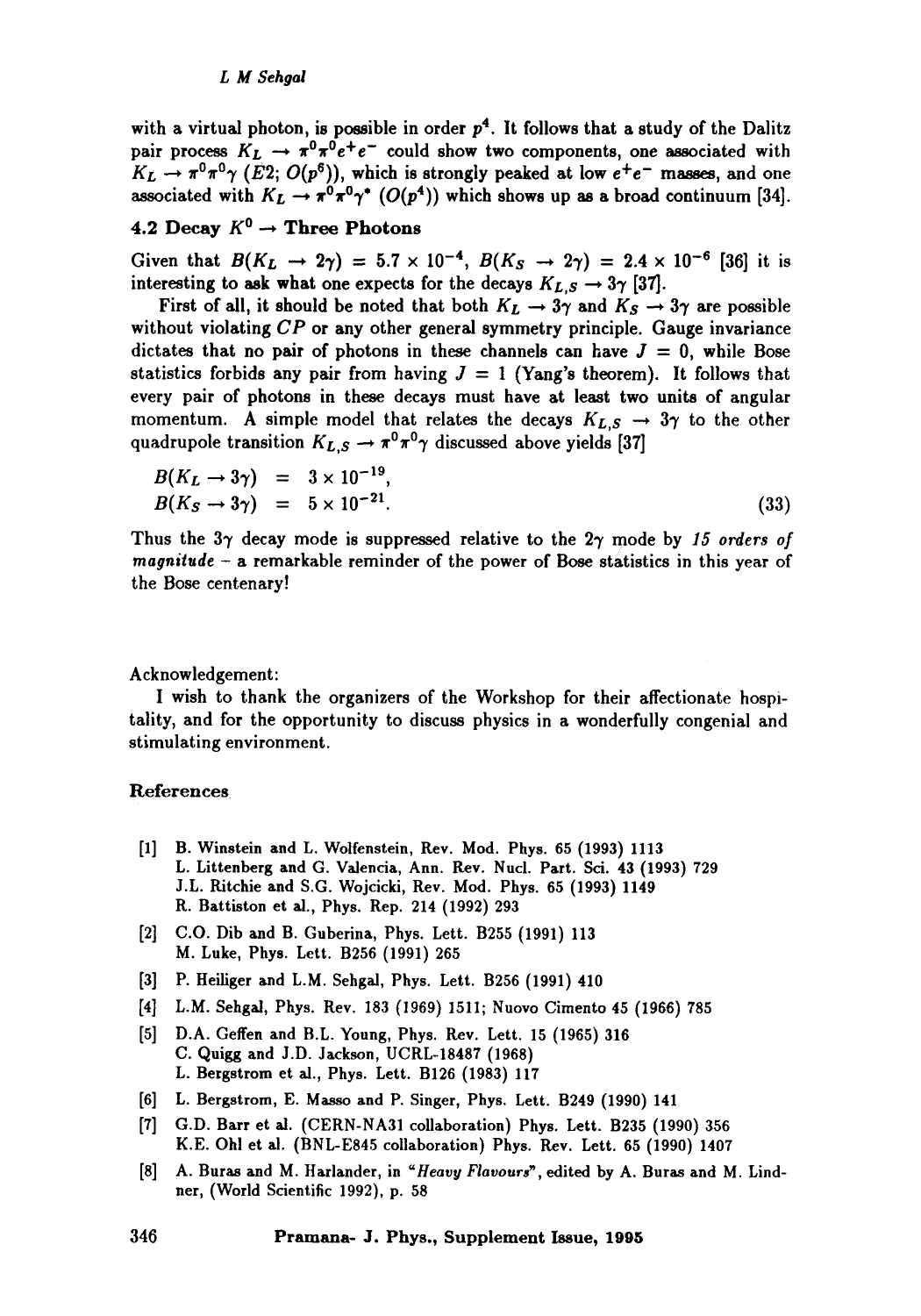with a virtual photon, is possible in order $p^4$. It follows that a study of the Dalitz pair process $K_L \to \pi^0\pi^0 e^+e^-$ could show two components, one associated with $K_L \to \pi^0\pi^0\gamma$ ($E2$; $O(p^6)$), which is strongly peaked at low $e^+e^-$ masses, and one associated with $K_L \to \pi^0\pi^0\gamma^*$ ($O(p^4)$) which shows up as a broad continuum [34].

### 4.2 Decay $K^0 \to$ Three Photons

Given that $B(K_L \to 2\gamma) = 5.7 \times 10^{-4}$, $B(K_S \to 2\gamma) = 2.4 \times 10^{-6}$ [36] it is interesting to ask what one expects for the decays $K_{L,S} \to 3\gamma$ [37].

First of all, it should be noted that both $K_L \to 3\gamma$ and $K_S \to 3\gamma$ are possible without violating $CP$ or any other general symmetry principle. Gauge invariance dictates that no pair of photons in these channels can have $J = 0$, while Bose statistics forbids any pair from having $J = 1$ (Yang's theorem). It follows that every pair of photons in these decays must have at least two units of angular momentum. A simple model that relates the decays $K_{L,S} \to 3\gamma$ to the other quadrupole transition $K_{L,S} \to \pi^0\pi^0\gamma$ discussed above yields [37]

$$
\begin{aligned}
B(K_L \to 3\gamma) &= 3 \times 10^{-19}, \\
B(K_S \to 3\gamma) &= 5 \times 10^{-21}.
\end{aligned} \tag{33}
$$

Thus the $3\gamma$ decay mode is suppressed relative to the $2\gamma$ mode by *15 orders of magnitude* – a remarkable reminder of the power of Bose statistics in this year of the Bose centenary!

Acknowledgement:

I wish to thank the organizers of the Workshop for their affectionate hospitality, and for the opportunity to discuss physics in a wonderfully congenial and stimulating environment.

### References

[1] B. Winstein and L. Wolfenstein, Rev. Mod. Phys. 65 (1993) 1113
L. Littenberg and G. Valencia, Ann. Rev. Nucl. Part. Sci. 43 (1993) 729
J.L. Ritchie and S.G. Wojcicki, Rev. Mod. Phys. 65 (1993) 1149
R. Battiston et al., Phys. Rep. 214 (1992) 293

[2] C.O. Dib and B. Guberina, Phys. Lett. B255 (1991) 113
M. Luke, Phys. Lett. B256 (1991) 265

[3] P. Heiliger and L.M. Sehgal, Phys. Lett. B256 (1991) 410

[4] L.M. Sehgal, Phys. Rev. 183 (1969) 1511; Nuovo Cimento 45 (1966) 785

[5] D.A. Geffen and B.L. Young, Phys. Rev. Lett. 15 (1965) 316
C. Quigg and J.D. Jackson, UCRL-18487 (1968)
L. Bergstrom et al., Phys. Lett. B126 (1983) 117

[6] L. Bergstrom, E. Masso and P. Singer, Phys. Lett. B249 (1990) 141

[7] G.D. Barr et al. (CERN-NA31 collaboration) Phys. Lett. B235 (1990) 356
K.E. Ohl et al. (BNL-E845 collaboration) Phys. Rev. Lett. 65 (1990) 1407

[8] A. Buras and M. Harlander, in *"Heavy Flavours"*, edited by A. Buras and M. Lindner, (World Scientific 1992), p. 58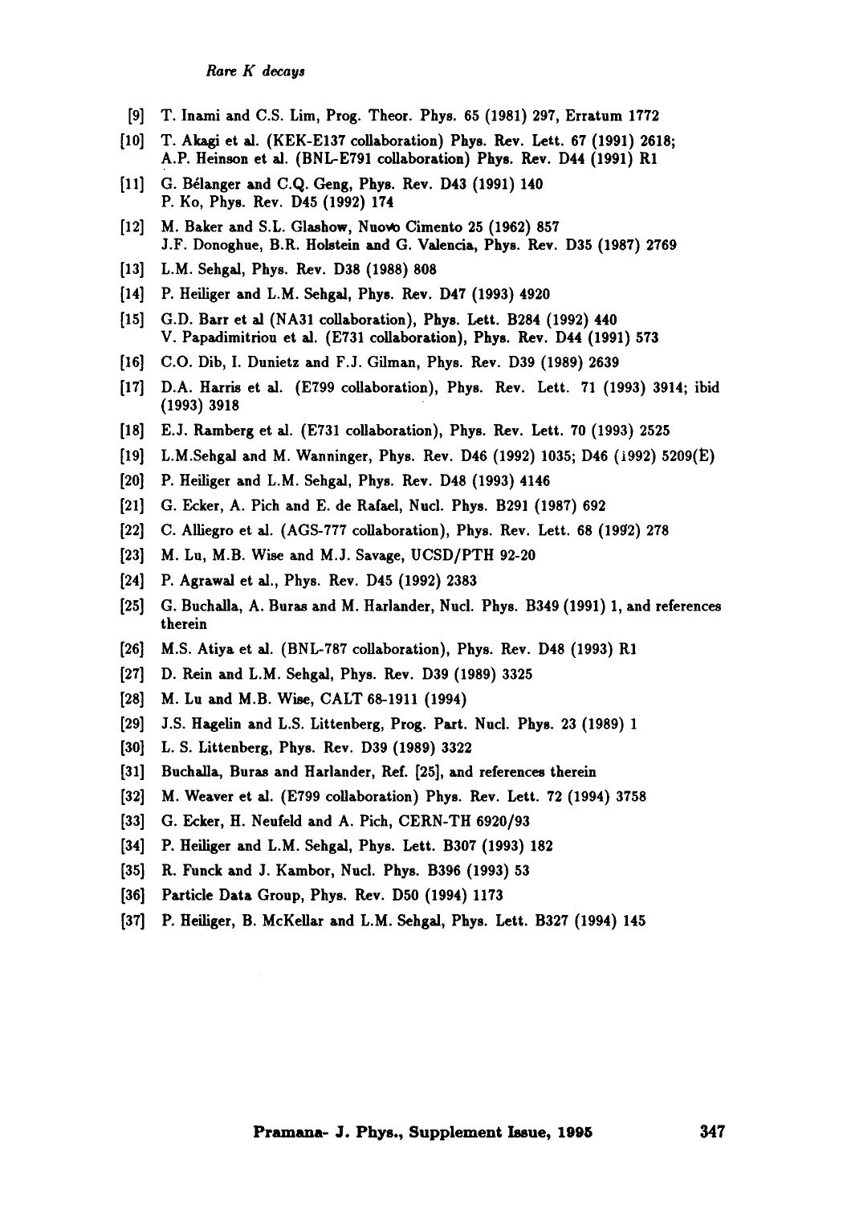[9] T. Inami and C.S. Lim, Prog. Theor. Phys. 65 (1981) 297, Erratum 1772

[10] T. Akagi et al. (KEK-E137 collaboration) Phys. Rev. Lett. 67 (1991) 2618; A.P. Heinson et al. (BNL-E791 collaboration) Phys. Rev. D44 (1991) R1

[11] G. Bélanger and C.Q. Geng, Phys. Rev. D43 (1991) 140
P. Ko, Phys. Rev. D45 (1992) 174

[12] M. Baker and S.L. Glashow, Nuovo Cimento 25 (1962) 857
J.F. Donoghue, B.R. Holstein and G. Valencia, Phys. Rev. D35 (1987) 2769

[13] L.M. Sehgal, Phys. Rev. D38 (1988) 808

[14] P. Heiliger and L.M. Sehgal, Phys. Rev. D47 (1993) 4920

[15] G.D. Barr et al (NA31 collaboration), Phys. Lett. B284 (1992) 440
V. Papadimitriou et al. (E731 collaboration), Phys. Rev. D44 (1991) 573

[16] C.O. Dib, I. Dunietz and F.J. Gilman, Phys. Rev. D39 (1989) 2639

[17] D.A. Harris et al. (E799 collaboration), Phys. Rev. Lett. 71 (1993) 3914; ibid (1993) 3918

[18] E.J. Ramberg et al. (E731 collaboration), Phys. Rev. Lett. 70 (1993) 2525

[19] L.M.Sehgal and M. Wanninger, Phys. Rev. D46 (1992) 1035; D46 (1992) 5209(E)

[20] P. Heiliger and L.M. Sehgal, Phys. Rev. D48 (1993) 4146

[21] G. Ecker, A. Pich and E. de Rafael, Nucl. Phys. B291 (1987) 692

[22] C. Alliegro et al. (AGS-777 collaboration), Phys. Rev. Lett. 68 (1992) 278

[23] M. Lu, M.B. Wise and M.J. Savage, UCSD/PTH 92-20

[24] P. Agrawal et al., Phys. Rev. D45 (1992) 2383

[25] G. Buchalla, A. Buras and M. Harlander, Nucl. Phys. B349 (1991) 1, and references therein

[26] M.S. Atiya et al. (BNL-787 collaboration), Phys. Rev. D48 (1993) R1

[27] D. Rein and L.M. Sehgal, Phys. Rev. D39 (1989) 3325

[28] M. Lu and M.B. Wise, CALT 68-1911 (1994)

[29] J.S. Hagelin and L.S. Littenberg, Prog. Part. Nucl. Phys. 23 (1989) 1

[30] L. S. Littenberg, Phys. Rev. D39 (1989) 3322

[31] Buchalla, Buras and Harlander, Ref. [25], and references therein

[32] M. Weaver et al. (E799 collaboration) Phys. Rev. Lett. 72 (1994) 3758

[33] G. Ecker, H. Neufeld and A. Pich, CERN-TH 6920/93

[34] P. Heiliger and L.M. Sehgal, Phys. Lett. B307 (1993) 182

[35] R. Funck and J. Kambor, Nucl. Phys. B396 (1993) 53

[36] Particle Data Group, Phys. Rev. D50 (1994) 1173

[37] P. Heiliger, B. McKellar and L.M. Sehgal, Phys. Lett. B327 (1994) 145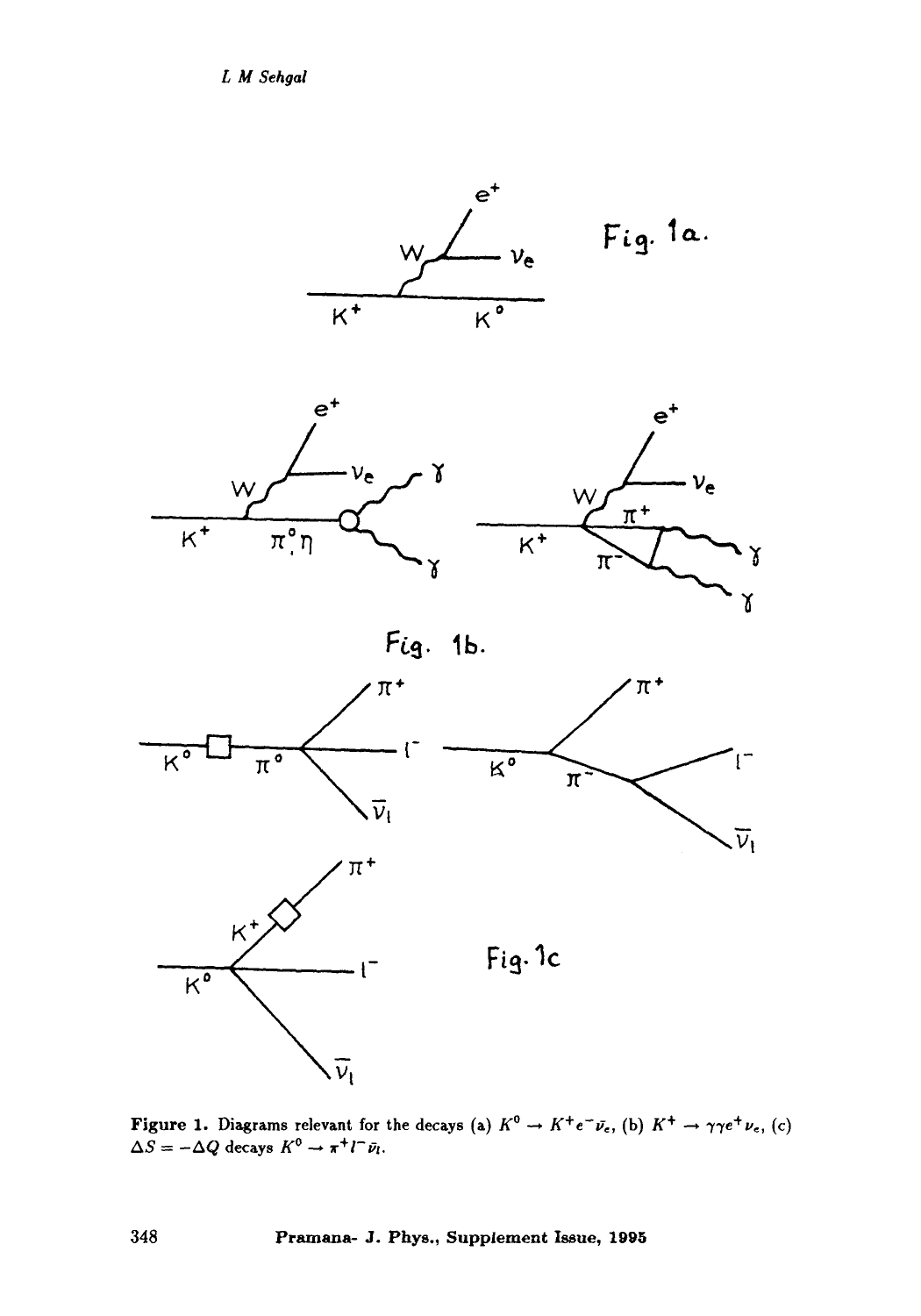**Figure 1.** Diagrams relevant for the decays (a) $K^0 \to K^+ e^- \bar{\nu}_e$, (b) $K^+ \to \gamma\gamma e^+ \nu_e$, (c) $\Delta S = -\Delta Q$ decays $K^0 \to \pi^+ l^- \bar{\nu}_l$.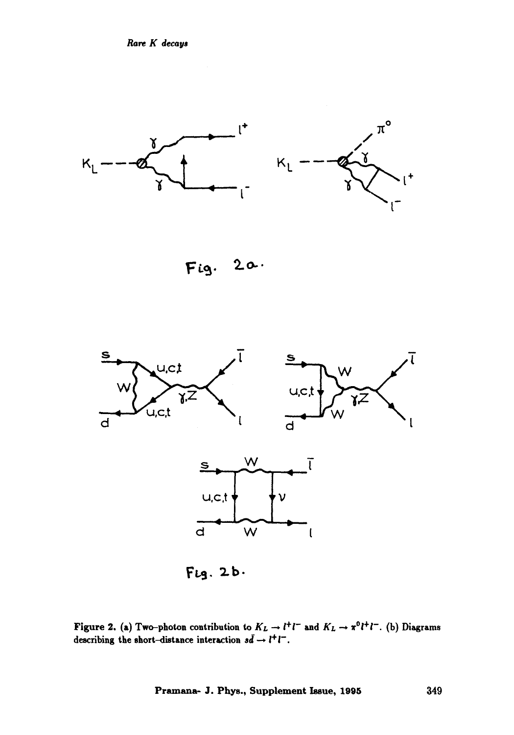Fig. 2a.

Fig. 2b.

**Figure 2.** (a) Two-photon contribution to $K_L \to l^+l^-$ and $K_L \to \pi^0 l^+l^-$. (b) Diagrams describing the short-distance interaction $s\bar{d} \to l^+l^-$.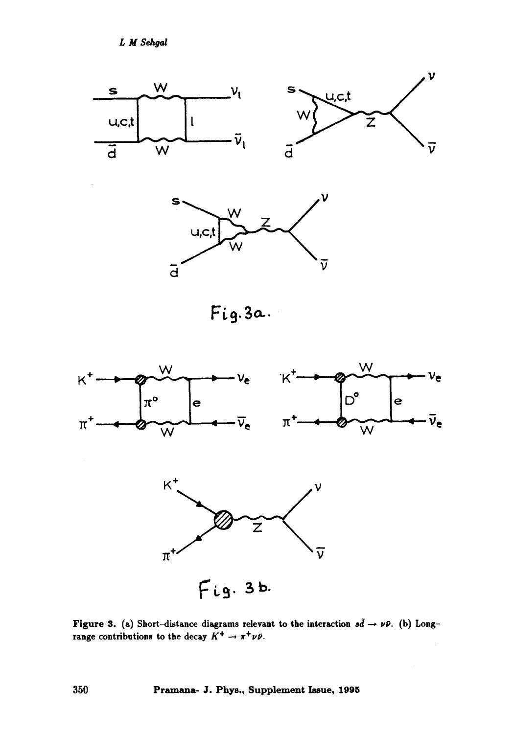s
u,c,t
W
W
$\nu_l$
l
$\bar{\nu}_l$
$\bar{d}$

s
u,c,t
W
Z
$\nu$
$\bar{\nu}$
$\bar{d}$

s
u,c,t
W
W
Z
$\nu$
$\bar{\nu}$
$\bar{d}$

Fig. 3a.

$K^+$
W
$\nu_e$
$\pi^0$
e
$\pi^+$
W
$\bar{\nu}_e$

$K^+$
W
$\nu_e$
$D^0$
e
$\pi^+$
W
$\bar{\nu}_e$

$K^+$
Z
$\nu$
$\pi^+$
$\bar{\nu}$

Fig. 3b.

**Figure 3.** (a) Short–distance diagrams relevant to the interaction $s\bar{d} \to \nu\bar{\nu}$. (b) Long–range contributions to the decay $K^+ \to \pi^+\nu\bar{\nu}$.